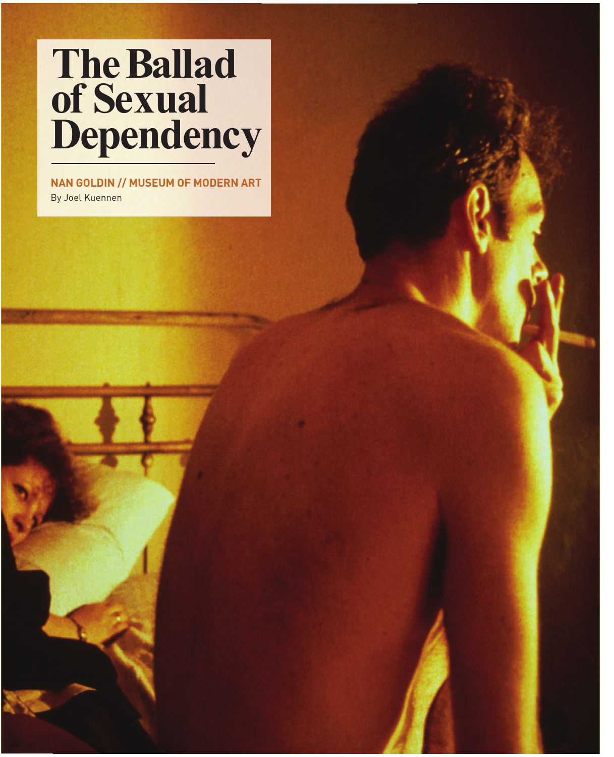# The Ballad of Sexual Dependency

**NAN GOLDIN // MUSEUM OF MODERN ART**

By Joel Kuennen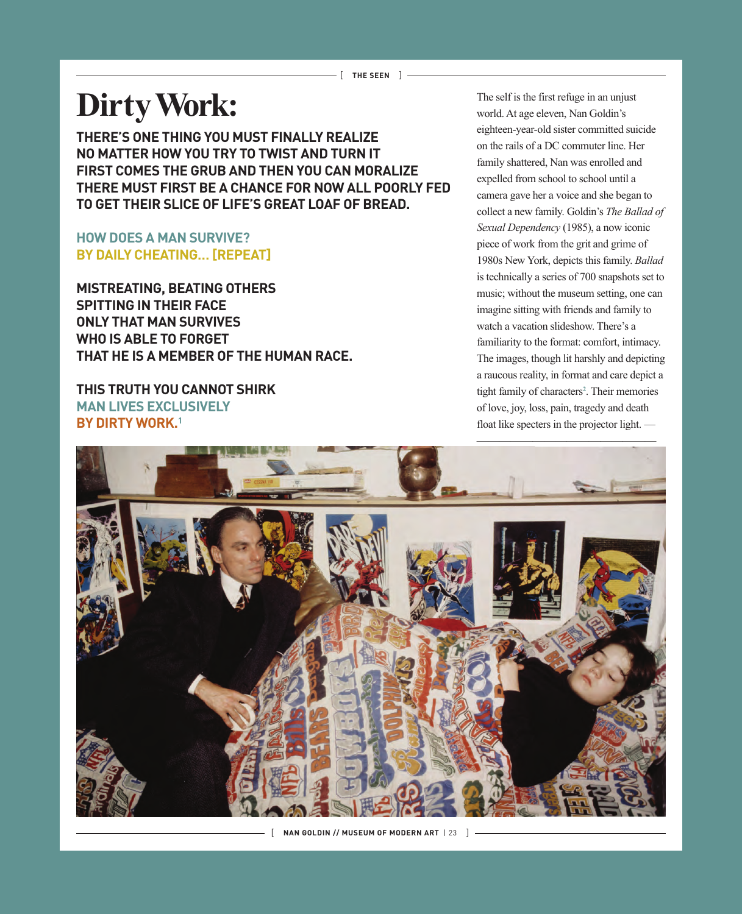# Dirty Work:

**THERE'S ONE THING YOU MUST FINALLY REALIZE
NO MATTER HOW YOU TRY TO TWIST AND TURN IT
FIRST COMES THE GRUB AND THEN YOU CAN MORALIZE
THERE MUST FIRST BE A CHANCE FOR NOW ALL POORLY FED
TO GET THEIR SLICE OF LIFE'S GREAT LOAF OF BREAD.**

**HOW DOES A MAN SURVIVE?
BY DAILY CHEATING... [REPEAT]**

**MISTREATING, BEATING OTHERS
SPITTING IN THEIR FACE
ONLY THAT MAN SURVIVES
WHO IS ABLE TO FORGET
THAT HE IS A MEMBER OF THE HUMAN RACE.**

**THIS TRUTH YOU CANNOT SHIRK
MAN LIVES EXCLUSIVELY
BY DIRTY WORK.[1]**

The self is the first refuge in an unjust world. At age eleven, Nan Goldin's eighteen-year-old sister committed suicide on the rails of a DC commuter line. Her family shattered, Nan was enrolled and expelled from school to school until a camera gave her a voice and she began to collect a new family. Goldin's *The Ballad of Sexual Dependency* (1985), a now iconic piece of work from the grit and grime of 1980s New York, depicts this family. *Ballad* is technically a series of 700 snapshots set to music; without the museum setting, one can imagine sitting with friends and family to watch a vacation slideshow. There's a familiarity to the format: comfort, intimacy. The images, though lit harshly and depicting a raucous reality, in format and care depict a tight family of characters[2]. Their memories of love, joy, loss, pain, tragedy and death float like specters in the projector light. —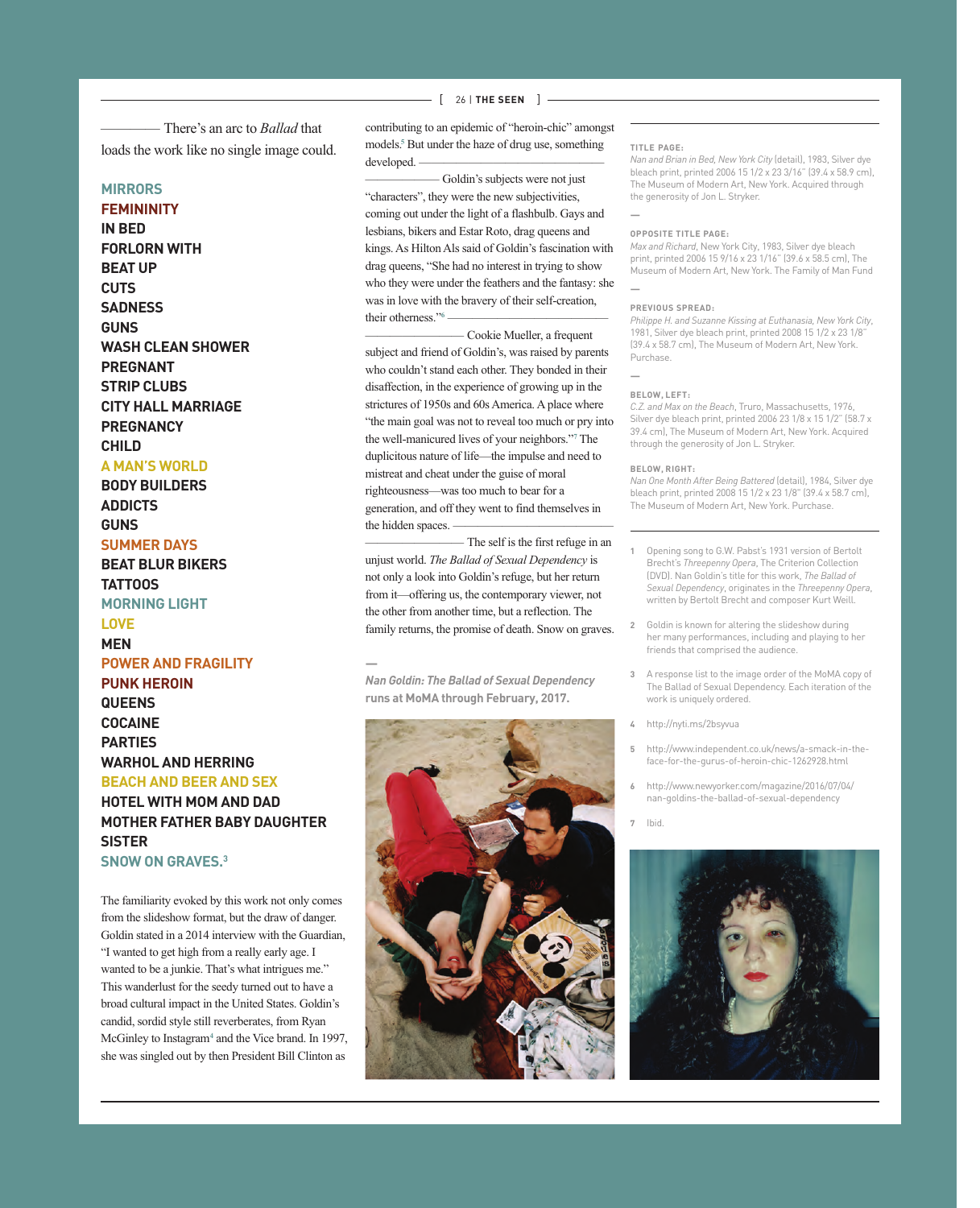There's an arc to *Ballad* that loads the work like no single image could.

**MIRRORS**
**FEMININITY**
**IN BED**
**FORLORN WITH**
**BEAT UP**
**CUTS**
**SADNESS**
**GUNS**
**WASH CLEAN SHOWER**
**PREGNANT**
**STRIP CLUBS**
**CITY HALL MARRIAGE**
**PREGNANCY**
**CHILD**
**A MAN'S WORLD**
**BODY BUILDERS**
**ADDICTS**
**GUNS**
**SUMMER DAYS**
**BEAT BLUR BIKERS**
**TATTOOS**
**MORNING LIGHT**
**LOVE**
**MEN**
**POWER AND FRAGILITY**
**PUNK HEROIN**
**QUEENS**
**COCAINE**
**PARTIES**
**WARHOL AND HERRING**
**BEACH AND BEER AND SEX**
**HOTEL WITH MOM AND DAD**
**MOTHER FATHER BABY DAUGHTER**
**SISTER**
**SNOW ON GRAVES.**[3]

The familiarity evoked by this work not only comes from the slideshow format, but the draw of danger. Goldin stated in a 2014 interview with the Guardian, "I wanted to get high from a really early age. I wanted to be a junkie. That's what intrigues me." This wanderlust for the seedy turned out to have a broad cultural impact in the United States. Goldin's candid, sordid style still reverberates, from Ryan McGinley to Instagram[4] and the Vice brand. In 1997, she was singled out by then President Bill Clinton as contributing to an epidemic of "heroin-chic" amongst models.[5] But under the haze of drug use, something developed.

Goldin's subjects were not just "characters", they were the new subjectivities, coming out under the light of a flashbulb. Gays and lesbians, bikers and Estar Roto, drag queens and kings. As Hilton Als said of Goldin's fascination with drag queens, "She had no interest in trying to show who they were under the feathers and the fantasy: she was in love with the bravery of their self-creation, their otherness."[6]

Cookie Mueller, a frequent subject and friend of Goldin's, was raised by parents who couldn't stand each other. They bonded in their disaffection, in the experience of growing up in the strictures of 1950s and 60s America. A place where "the main goal was not to reveal too much or pry into the well-manicured lives of your neighbors."[7] The duplicitous nature of life—the impulse and need to mistreat and cheat under the guise of moral righteousness—was too much to bear for a generation, and off they went to find themselves in the hidden spaces.

The self is the first refuge in an unjust world. *The Ballad of Sexual Dependency* is not only a look into Goldin's refuge, but her return from it—offering us, the contemporary viewer, not the other from another time, but a reflection. The family returns, the promise of death. Snow on graves.

—

***Nan Goldin: The Ballad of Sexual Dependency* runs at MoMA through February, 2017.**

**TITLE PAGE:**
*Nan and Brian in Bed, New York City* (detail), 1983, Silver dye bleach print, printed 2006 15 1/2 x 23 3/16" (39.4 x 58.9 cm), The Museum of Modern Art, New York. Acquired through the generosity of Jon L. Stryker.

—

**OPPOSITE TITLE PAGE:**
*Max and Richard*, New York City, 1983, Silver dye bleach print, printed 2006 15 9/16 x 23 1/16" (39.6 x 58.5 cm), The Museum of Modern Art, New York. The Family of Man Fund

—

**PREVIOUS SPREAD:**
*Philippe H. and Suzanne Kissing at Euthanasia, New York City*, 1981, Silver dye bleach print, printed 2008 15 1/2 x 23 1/8" (39.4 x 58.7 cm), The Museum of Modern Art, New York. Purchase.

—

**BELOW, LEFT:**
*C.Z. and Max on the Beach*, Truro, Massachusetts, 1976, Silver dye bleach print, printed 2006 23 1/8 x 15 1/2" (58.7 x 39.4 cm), The Museum of Modern Art, New York. Acquired through the generosity of Jon L. Stryker.

**BELOW, RIGHT:**
*Nan One Month After Being Battered* (detail), 1984, Silver dye bleach print, printed 2008 15 1/2 x 23 1/8" (39.4 x 58.7 cm), The Museum of Modern Art, New York. Purchase.

1. Opening song to G.W. Pabst's 1931 version of Bertolt Brecht's *Threepenny Opera*, The Criterion Collection (DVD). Nan Goldin's title for this work, *The Ballad of Sexual Dependency*, originates in the *Threepenny Opera*, written by Bertolt Brecht and composer Kurt Weill.
2. Goldin is known for altering the slideshow during her many performances, including and playing to her friends that comprised the audience.
3. A response list to the image order of the MoMA copy of The Ballad of Sexual Dependency. Each iteration of the work is uniquely ordered.
4. http://nyti.ms/2bsyvua
5. http://www.independent.co.uk/news/a-smack-in-the-face-for-the-gurus-of-heroin-chic-1262928.html
6. http://www.newyorker.com/magazine/2016/07/04/nan-goldins-the-ballad-of-sexual-dependency
7. Ibid.